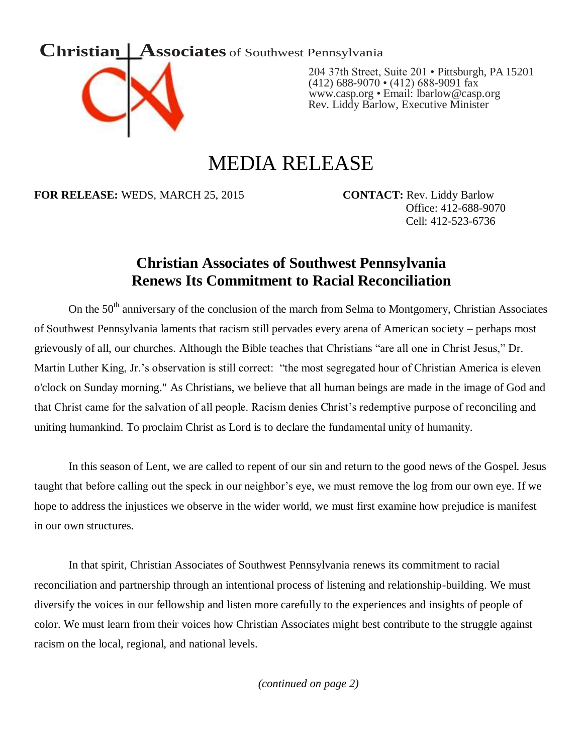**Christian Associates** of Southwest Pennsylvania

204 37th Street, Suite 201 • Pittsburgh, PA 15201
(412) 688-9070 • (412) 688-9091 fax
www.casp.org • Email: lbarlow@casp.org
Rev. Liddy Barlow, Executive Minister

# MEDIA RELEASE

**FOR RELEASE:** WEDS, MARCH 25, 2015

**CONTACT:** Rev. Liddy Barlow
Office: 412-688-9070
Cell: 412-523-6736

## Christian Associates of Southwest Pennsylvania Renews Its Commitment to Racial Reconciliation

On the 50th anniversary of the conclusion of the march from Selma to Montgomery, Christian Associates of Southwest Pennsylvania laments that racism still pervades every arena of American society – perhaps most grievously of all, our churches. Although the Bible teaches that Christians "are all one in Christ Jesus," Dr. Martin Luther King, Jr.'s observation is still correct: "the most segregated hour of Christian America is eleven o'clock on Sunday morning." As Christians, we believe that all human beings are made in the image of God and that Christ came for the salvation of all people. Racism denies Christ's redemptive purpose of reconciling and uniting humankind. To proclaim Christ as Lord is to declare the fundamental unity of humanity.

In this season of Lent, we are called to repent of our sin and return to the good news of the Gospel. Jesus taught that before calling out the speck in our neighbor's eye, we must remove the log from our own eye. If we hope to address the injustices we observe in the wider world, we must first examine how prejudice is manifest in our own structures.

In that spirit, Christian Associates of Southwest Pennsylvania renews its commitment to racial reconciliation and partnership through an intentional process of listening and relationship-building. We must diversify the voices in our fellowship and listen more carefully to the experiences and insights of people of color. We must learn from their voices how Christian Associates might best contribute to the struggle against racism on the local, regional, and national levels.

*(continued on page 2)*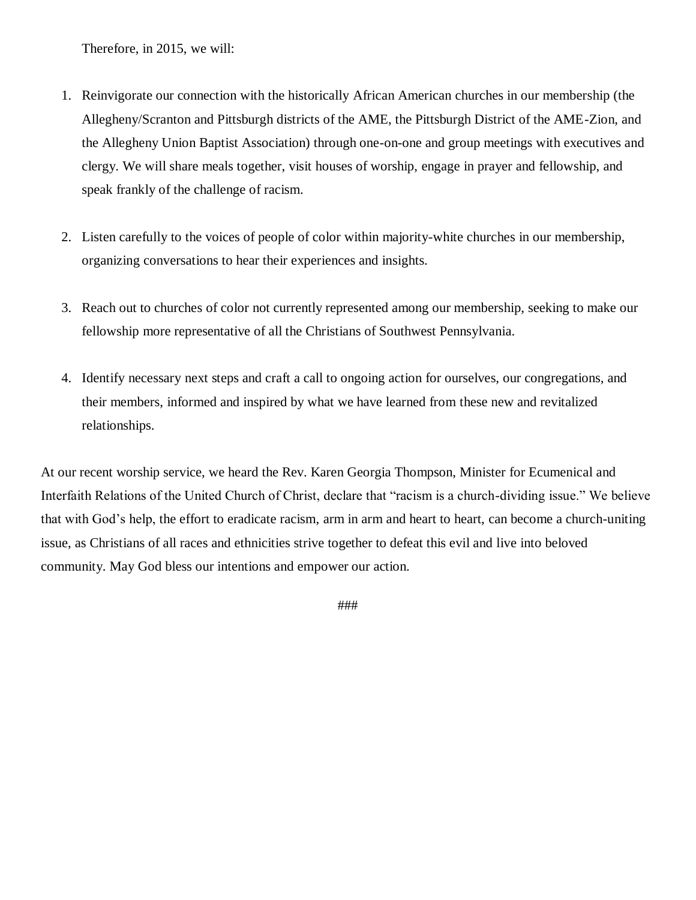Therefore, in 2015, we will:

1. Reinvigorate our connection with the historically African American churches in our membership (the Allegheny/Scranton and Pittsburgh districts of the AME, the Pittsburgh District of the AME-Zion, and the Allegheny Union Baptist Association) through one-on-one and group meetings with executives and clergy. We will share meals together, visit houses of worship, engage in prayer and fellowship, and speak frankly of the challenge of racism.

2. Listen carefully to the voices of people of color within majority-white churches in our membership, organizing conversations to hear their experiences and insights.

3. Reach out to churches of color not currently represented among our membership, seeking to make our fellowship more representative of all the Christians of Southwest Pennsylvania.

4. Identify necessary next steps and craft a call to ongoing action for ourselves, our congregations, and their members, informed and inspired by what we have learned from these new and revitalized relationships.

At our recent worship service, we heard the Rev. Karen Georgia Thompson, Minister for Ecumenical and Interfaith Relations of the United Church of Christ, declare that "racism is a church-dividing issue." We believe that with God's help, the effort to eradicate racism, arm in arm and heart to heart, can become a church-uniting issue, as Christians of all races and ethnicities strive together to defeat this evil and live into beloved community. May God bless our intentions and empower our action.

###